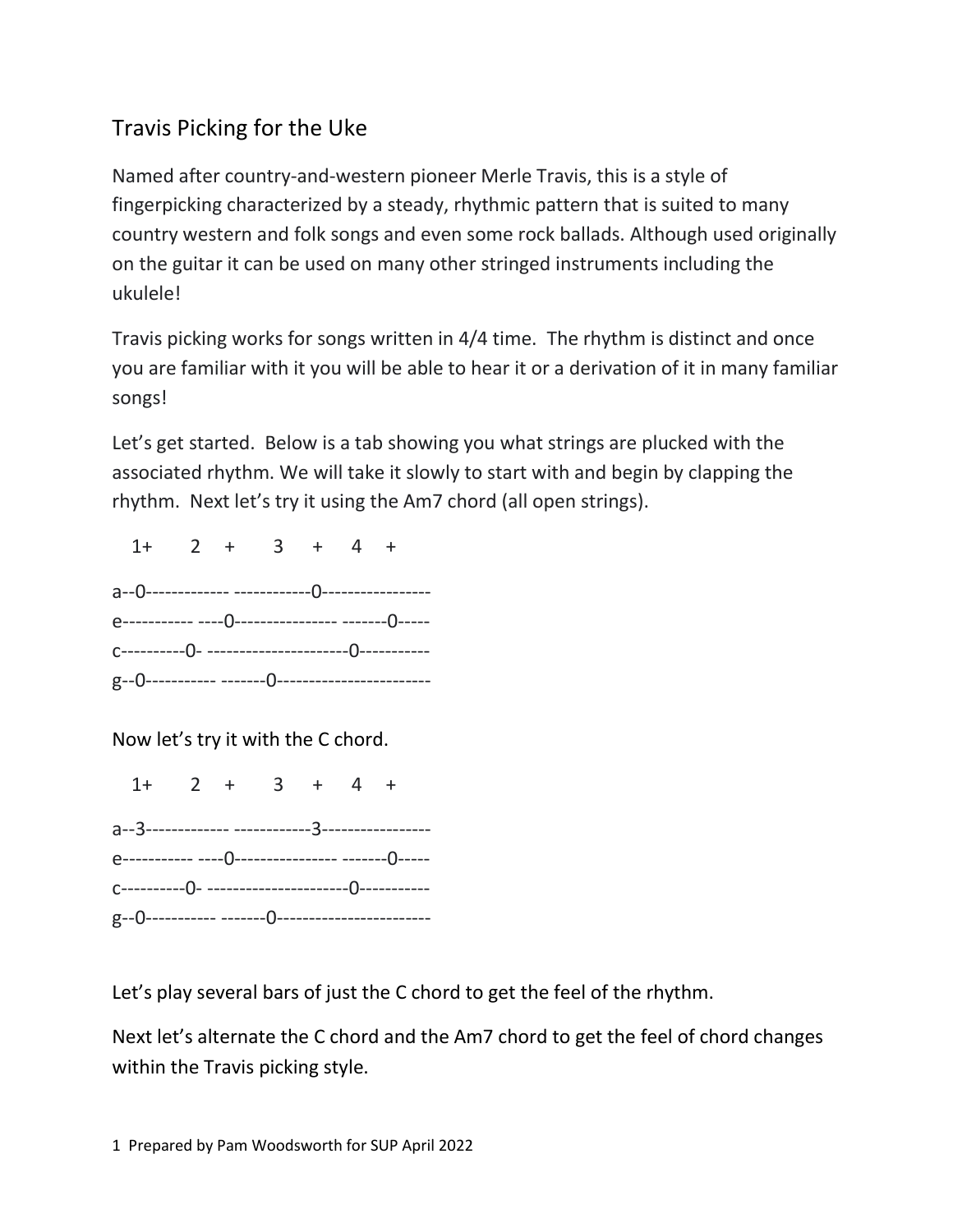# Travis Picking for the Uke

Named after country-and-western pioneer Merle Travis, this is a style of fingerpicking characterized by a steady, rhythmic pattern that is suited to many country western and folk songs and even some rock ballads. Although used originally on the guitar it can be used on many other stringed instruments including the ukulele!

Travis picking works for songs written in 4/4 time. The rhythm is distinct and once you are familiar with it you will be able to hear it or a derivation of it in many familiar songs!

Let's get started. Below is a tab showing you what strings are plucked with the associated rhythm. We will take it slowly to start with and begin by clapping the rhythm. Next let's try it using the Am7 chord (all open strings).

```
   1+      2   +      3    +    4    +

a--0------------- ------------0-----------------
e----------- ----0---------------- -------0-----
c----------0- ----------------------0-----------
g--0----------- -------0------------------------
```

Now let's try it with the C chord.

```
   1+      2   +      3    +    4    +

a--3------------- ------------3-----------------
e----------- ----0---------------- -------0-----
c----------0- ----------------------0-----------
g--0----------- -------0------------------------
```

Let's play several bars of just the C chord to get the feel of the rhythm.

Next let's alternate the C chord and the Am7 chord to get the feel of chord changes within the Travis picking style.

Prepared by Pam Woodsworth for SUP April 2022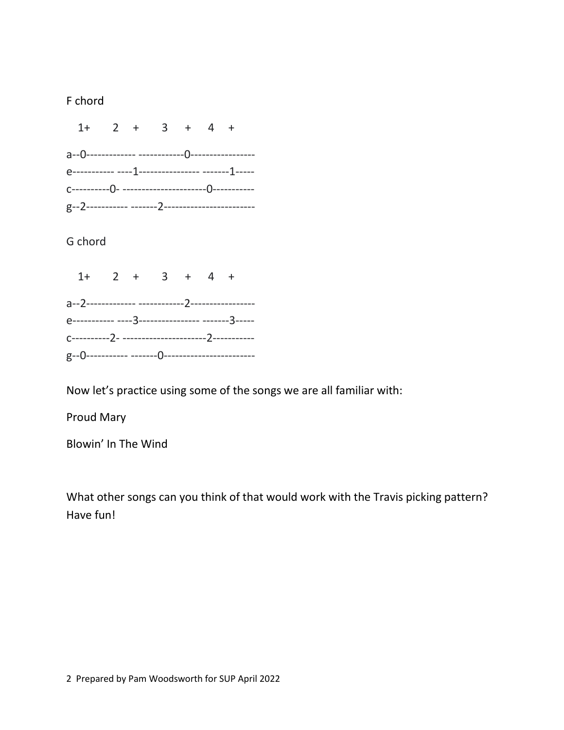F chord

```
   1+      2    +      3     +    4    +

a--0------------- ------------0-----------------
e----------- ----1--------------- -------1-----
c----------0- ----------------------0-----------
g--2----------- -------2------------------------
```

G chord

```
   1+      2    +      3     +    4    +

a--2------------- ------------2-----------------
e----------- ----3--------------- -------3-----
c----------2- ----------------------2-----------
g--0----------- -------0------------------------
```

Now let's practice using some of the songs we are all familiar with:

Proud Mary

Blowin' In The Wind

What other songs can you think of that would work with the Travis picking pattern? Have fun!

Prepared by Pam Woodsworth for SUP April 2022